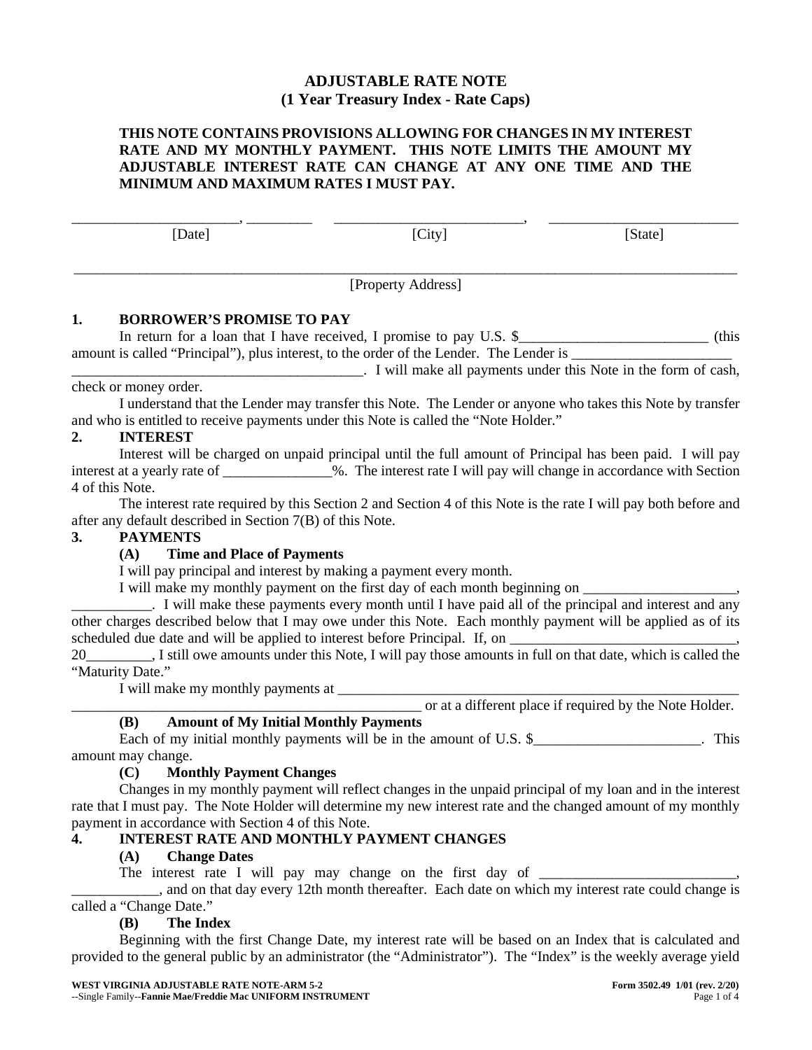# ADJUSTABLE RATE NOTE
## (1 Year Treasury Index - Rate Caps)

**THIS NOTE CONTAINS PROVISIONS ALLOWING FOR CHANGES IN MY INTEREST RATE AND MY MONTHLY PAYMENT. THIS NOTE LIMITS THE AMOUNT MY ADJUSTABLE INTEREST RATE CAN CHANGE AT ANY ONE TIME AND THE MINIMUM AND MAXIMUM RATES I MUST PAY.**

______________________, _________ [Date] __________________________, [City] __________________________ [State]

________________________________________________________________________________________
[Property Address]

**1. BORROWER'S PROMISE TO PAY**

In return for a loan that I have received, I promise to pay U.S. $__________________________ (this amount is called "Principal"), plus interest, to the order of the Lender. The Lender is ______________________ ________________________________________. I will make all payments under this Note in the form of cash, check or money order.

I understand that the Lender may transfer this Note. The Lender or anyone who takes this Note by transfer and who is entitled to receive payments under this Note is called the "Note Holder."

**2. INTEREST**

Interest will be charged on unpaid principal until the full amount of Principal has been paid. I will pay interest at a yearly rate of _______________%. The interest rate I will pay will change in accordance with Section 4 of this Note.

The interest rate required by this Section 2 and Section 4 of this Note is the rate I will pay both before and after any default described in Section 7(B) of this Note.

**3. PAYMENTS**

**(A) Time and Place of Payments**

I will pay principal and interest by making a payment every month.

I will make my monthly payment on the first day of each month beginning on _____________________, ___________. I will make these payments every month until I have paid all of the principal and interest and any other charges described below that I may owe under this Note. Each monthly payment will be applied as of its scheduled due date and will be applied to interest before Principal. If, on _______________________________, 20_________, I still owe amounts under this Note, I will pay those amounts in full on that date, which is called the "Maturity Date."

I will make my monthly payments at _________________________________________________________ ________________________________________________ or at a different place if required by the Note Holder.

**(B) Amount of My Initial Monthly Payments**

Each of my initial monthly payments will be in the amount of U.S. $_______________________. This amount may change.

**(C) Monthly Payment Changes**

Changes in my monthly payment will reflect changes in the unpaid principal of my loan and in the interest rate that I must pay. The Note Holder will determine my new interest rate and the changed amount of my monthly payment in accordance with Section 4 of this Note.

**4. INTEREST RATE AND MONTHLY PAYMENT CHANGES**

**(A) Change Dates**

The interest rate I will pay may change on the first day of ___________________________, ____________, and on that day every 12th month thereafter. Each date on which my interest rate could change is called a "Change Date."

**(B) The Index**

Beginning with the first Change Date, my interest rate will be based on an Index that is calculated and provided to the general public by an administrator (the "Administrator"). The "Index" is the weekly average yield

**WEST VIRGINIA ADJUSTABLE RATE NOTE-ARM 5-2** **Form 3502.49 1/01 (rev. 2/20)**
--Single Family--**Fannie Mae/Freddie Mac UNIFORM INSTRUMENT**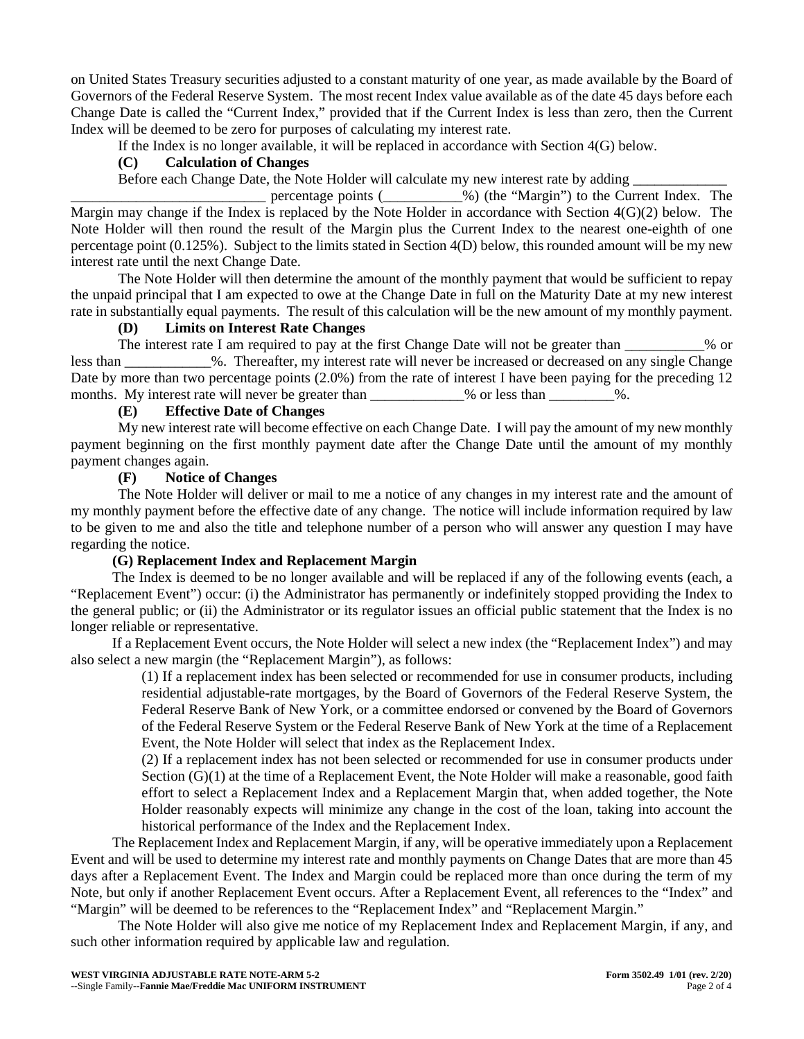on United States Treasury securities adjusted to a constant maturity of one year, as made available by the Board of Governors of the Federal Reserve System. The most recent Index value available as of the date 45 days before each Change Date is called the "Current Index," provided that if the Current Index is less than zero, then the Current Index will be deemed to be zero for purposes of calculating my interest rate.

If the Index is no longer available, it will be replaced in accordance with Section 4(G) below.

**(C) Calculation of Changes**

Before each Change Date, the Note Holder will calculate my new interest rate by adding _____________ ___________________________ percentage points (___________%) (the "Margin") to the Current Index. The Margin may change if the Index is replaced by the Note Holder in accordance with Section 4(G)(2) below. The Note Holder will then round the result of the Margin plus the Current Index to the nearest one-eighth of one percentage point (0.125%). Subject to the limits stated in Section 4(D) below, this rounded amount will be my new interest rate until the next Change Date.

The Note Holder will then determine the amount of the monthly payment that would be sufficient to repay the unpaid principal that I am expected to owe at the Change Date in full on the Maturity Date at my new interest rate in substantially equal payments. The result of this calculation will be the new amount of my monthly payment.

**(D) Limits on Interest Rate Changes**

The interest rate I am required to pay at the first Change Date will not be greater than ___________% or less than ____________%. Thereafter, my interest rate will never be increased or decreased on any single Change Date by more than two percentage points (2.0%) from the rate of interest I have been paying for the preceding 12 months. My interest rate will never be greater than _____________% or less than _________%.

**(E) Effective Date of Changes**

My new interest rate will become effective on each Change Date. I will pay the amount of my new monthly payment beginning on the first monthly payment date after the Change Date until the amount of my monthly payment changes again.

**(F) Notice of Changes**

The Note Holder will deliver or mail to me a notice of any changes in my interest rate and the amount of my monthly payment before the effective date of any change. The notice will include information required by law to be given to me and also the title and telephone number of a person who will answer any question I may have regarding the notice.

**(G) Replacement Index and Replacement Margin**

The Index is deemed to be no longer available and will be replaced if any of the following events (each, a "Replacement Event") occur: (i) the Administrator has permanently or indefinitely stopped providing the Index to the general public; or (ii) the Administrator or its regulator issues an official public statement that the Index is no longer reliable or representative.

If a Replacement Event occurs, the Note Holder will select a new index (the "Replacement Index") and may also select a new margin (the "Replacement Margin"), as follows:

(1) If a replacement index has been selected or recommended for use in consumer products, including residential adjustable-rate mortgages, by the Board of Governors of the Federal Reserve System, the Federal Reserve Bank of New York, or a committee endorsed or convened by the Board of Governors of the Federal Reserve System or the Federal Reserve Bank of New York at the time of a Replacement Event, the Note Holder will select that index as the Replacement Index.

(2) If a replacement index has not been selected or recommended for use in consumer products under Section (G)(1) at the time of a Replacement Event, the Note Holder will make a reasonable, good faith effort to select a Replacement Index and a Replacement Margin that, when added together, the Note Holder reasonably expects will minimize any change in the cost of the loan, taking into account the historical performance of the Index and the Replacement Index.

The Replacement Index and Replacement Margin, if any, will be operative immediately upon a Replacement Event and will be used to determine my interest rate and monthly payments on Change Dates that are more than 45 days after a Replacement Event. The Index and Margin could be replaced more than once during the term of my Note, but only if another Replacement Event occurs. After a Replacement Event, all references to the "Index" and "Margin" will be deemed to be references to the "Replacement Index" and "Replacement Margin."

The Note Holder will also give me notice of my Replacement Index and Replacement Margin, if any, and such other information required by applicable law and regulation.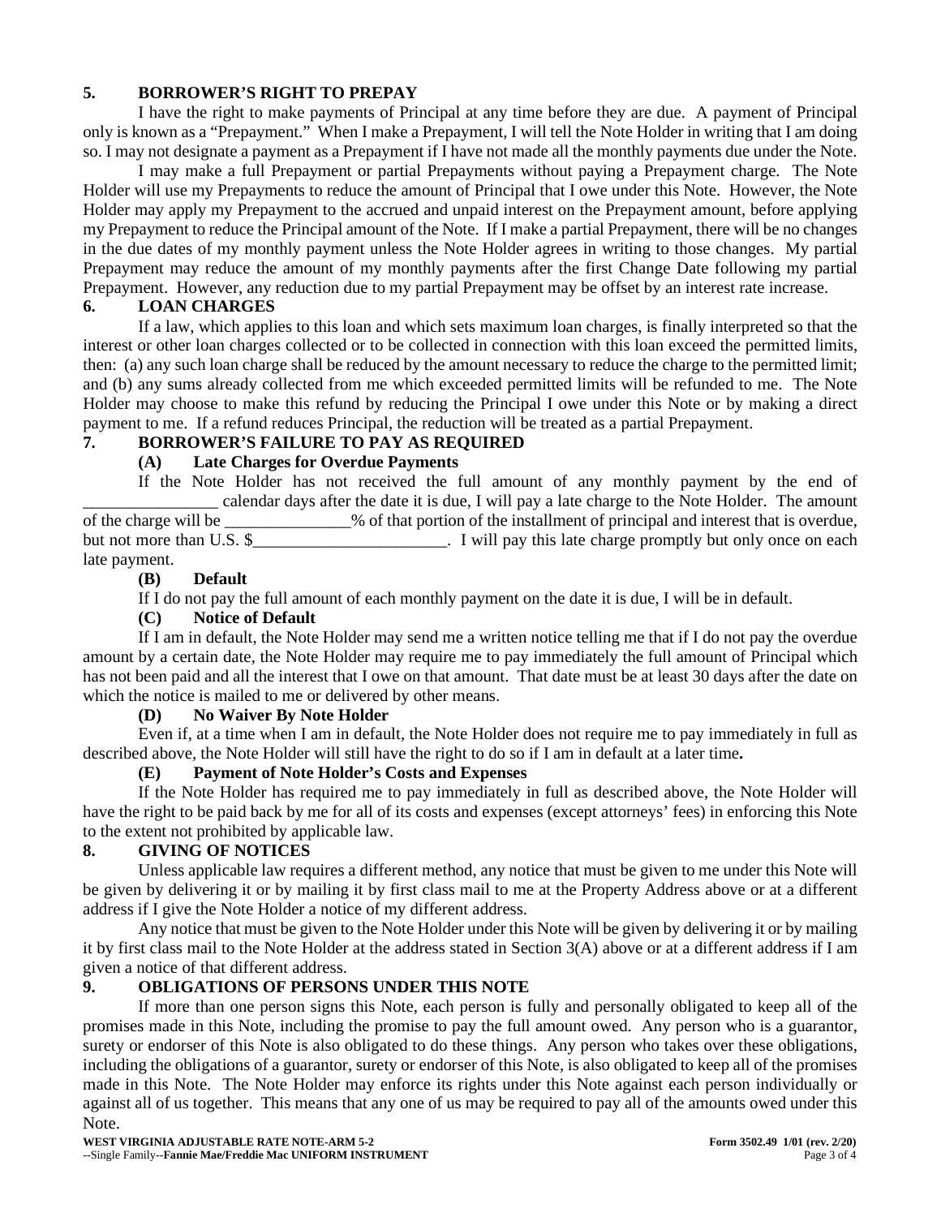**5. BORROWER'S RIGHT TO PREPAY**

I have the right to make payments of Principal at any time before they are due. A payment of Principal only is known as a "Prepayment." When I make a Prepayment, I will tell the Note Holder in writing that I am doing so. I may not designate a payment as a Prepayment if I have not made all the monthly payments due under the Note.

I may make a full Prepayment or partial Prepayments without paying a Prepayment charge. The Note Holder will use my Prepayments to reduce the amount of Principal that I owe under this Note. However, the Note Holder may apply my Prepayment to the accrued and unpaid interest on the Prepayment amount, before applying my Prepayment to reduce the Principal amount of the Note. If I make a partial Prepayment, there will be no changes in the due dates of my monthly payment unless the Note Holder agrees in writing to those changes. My partial Prepayment may reduce the amount of my monthly payments after the first Change Date following my partial Prepayment. However, any reduction due to my partial Prepayment may be offset by an interest rate increase.

**6. LOAN CHARGES**

If a law, which applies to this loan and which sets maximum loan charges, is finally interpreted so that the interest or other loan charges collected or to be collected in connection with this loan exceed the permitted limits, then: (a) any such loan charge shall be reduced by the amount necessary to reduce the charge to the permitted limit; and (b) any sums already collected from me which exceeded permitted limits will be refunded to me. The Note Holder may choose to make this refund by reducing the Principal I owe under this Note or by making a direct payment to me. If a refund reduces Principal, the reduction will be treated as a partial Prepayment.

**7. BORROWER'S FAILURE TO PAY AS REQUIRED**

**(A) Late Charges for Overdue Payments**

If the Note Holder has not received the full amount of any monthly payment by the end of ________________ calendar days after the date it is due, I will pay a late charge to the Note Holder. The amount of the charge will be _______________% of that portion of the installment of principal and interest that is overdue, but not more than U.S. $_______________________. I will pay this late charge promptly but only once on each late payment.

**(B) Default**

If I do not pay the full amount of each monthly payment on the date it is due, I will be in default.

**(C) Notice of Default**

If I am in default, the Note Holder may send me a written notice telling me that if I do not pay the overdue amount by a certain date, the Note Holder may require me to pay immediately the full amount of Principal which has not been paid and all the interest that I owe on that amount. That date must be at least 30 days after the date on which the notice is mailed to me or delivered by other means.

**(D) No Waiver By Note Holder**

Even if, at a time when I am in default, the Note Holder does not require me to pay immediately in full as described above, the Note Holder will still have the right to do so if I am in default at a later time.

**(E) Payment of Note Holder's Costs and Expenses**

If the Note Holder has required me to pay immediately in full as described above, the Note Holder will have the right to be paid back by me for all of its costs and expenses (except attorneys' fees) in enforcing this Note to the extent not prohibited by applicable law.

**8. GIVING OF NOTICES**

Unless applicable law requires a different method, any notice that must be given to me under this Note will be given by delivering it or by mailing it by first class mail to me at the Property Address above or at a different address if I give the Note Holder a notice of my different address.

Any notice that must be given to the Note Holder under this Note will be given by delivering it or by mailing it by first class mail to the Note Holder at the address stated in Section 3(A) above or at a different address if I am given a notice of that different address.

**9. OBLIGATIONS OF PERSONS UNDER THIS NOTE**

If more than one person signs this Note, each person is fully and personally obligated to keep all of the promises made in this Note, including the promise to pay the full amount owed. Any person who is a guarantor, surety or endorser of this Note is also obligated to do these things. Any person who takes over these obligations, including the obligations of a guarantor, surety or endorser of this Note, is also obligated to keep all of the promises made in this Note. The Note Holder may enforce its rights under this Note against each person individually or against all of us together. This means that any one of us may be required to pay all of the amounts owed under this Note.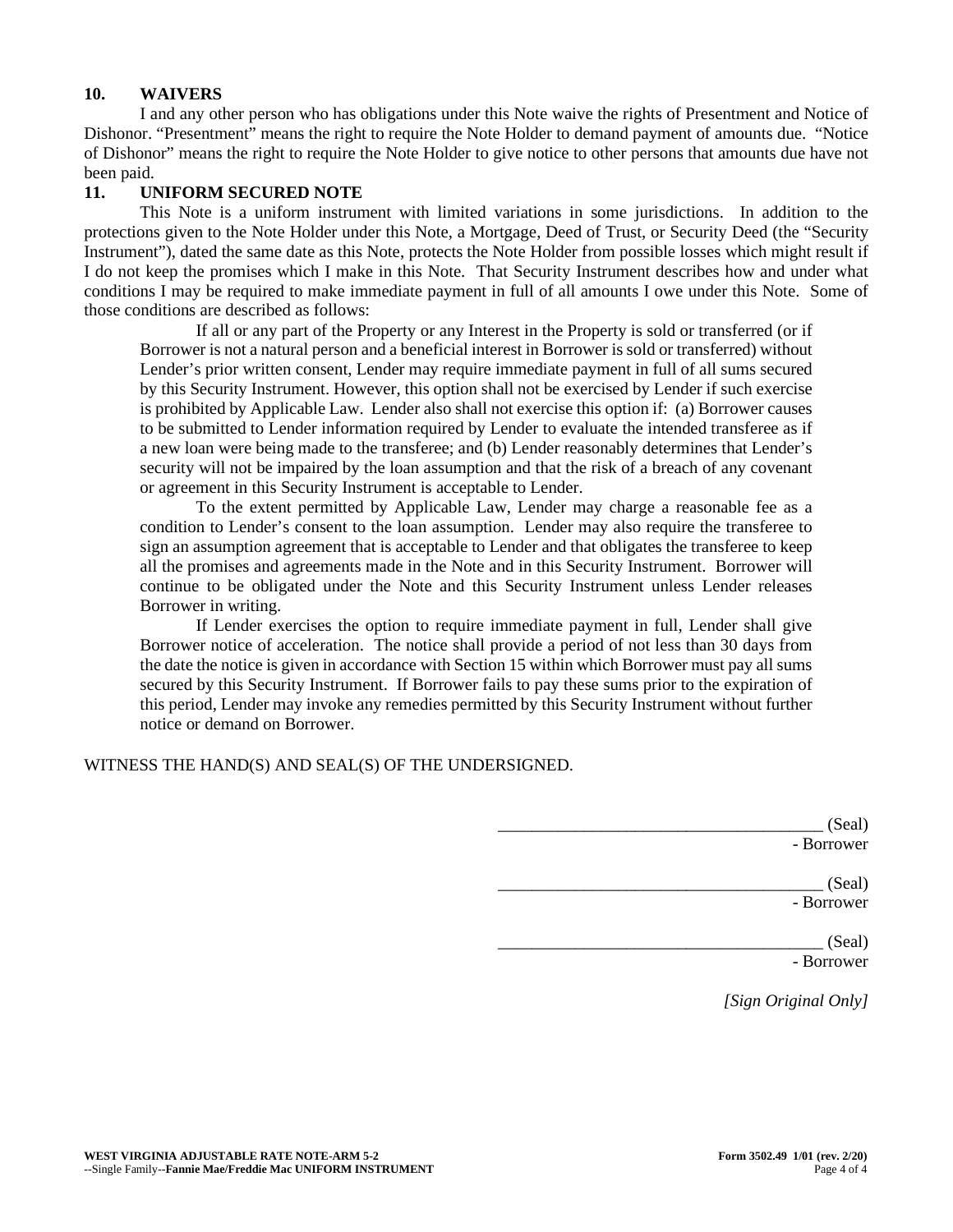## 10. WAIVERS

I and any other person who has obligations under this Note waive the rights of Presentment and Notice of Dishonor. "Presentment" means the right to require the Note Holder to demand payment of amounts due. "Notice of Dishonor" means the right to require the Note Holder to give notice to other persons that amounts due have not been paid.

## 11. UNIFORM SECURED NOTE

This Note is a uniform instrument with limited variations in some jurisdictions. In addition to the protections given to the Note Holder under this Note, a Mortgage, Deed of Trust, or Security Deed (the "Security Instrument"), dated the same date as this Note, protects the Note Holder from possible losses which might result if I do not keep the promises which I make in this Note. That Security Instrument describes how and under what conditions I may be required to make immediate payment in full of all amounts I owe under this Note. Some of those conditions are described as follows:

> If all or any part of the Property or any Interest in the Property is sold or transferred (or if Borrower is not a natural person and a beneficial interest in Borrower is sold or transferred) without Lender's prior written consent, Lender may require immediate payment in full of all sums secured by this Security Instrument. However, this option shall not be exercised by Lender if such exercise is prohibited by Applicable Law. Lender also shall not exercise this option if: (a) Borrower causes to be submitted to Lender information required by Lender to evaluate the intended transferee as if a new loan were being made to the transferee; and (b) Lender reasonably determines that Lender's security will not be impaired by the loan assumption and that the risk of a breach of any covenant or agreement in this Security Instrument is acceptable to Lender.
>
> To the extent permitted by Applicable Law, Lender may charge a reasonable fee as a condition to Lender's consent to the loan assumption. Lender may also require the transferee to sign an assumption agreement that is acceptable to Lender and that obligates the transferee to keep all the promises and agreements made in the Note and in this Security Instrument. Borrower will continue to be obligated under the Note and this Security Instrument unless Lender releases Borrower in writing.
>
> If Lender exercises the option to require immediate payment in full, Lender shall give Borrower notice of acceleration. The notice shall provide a period of not less than 30 days from the date the notice is given in accordance with Section 15 within which Borrower must pay all sums secured by this Security Instrument. If Borrower fails to pay these sums prior to the expiration of this period, Lender may invoke any remedies permitted by this Security Instrument without further notice or demand on Borrower.

WITNESS THE HAND(S) AND SEAL(S) OF THE UNDERSIGNED.

_______________________________________ (Seal)
- Borrower

_______________________________________ (Seal)
- Borrower

_______________________________________ (Seal)
- Borrower

*[Sign Original Only]*

**WEST VIRGINIA ADJUSTABLE RATE NOTE-ARM 5-2**
--Single Family--**Fannie Mae/Freddie Mac UNIFORM INSTRUMENT**

**Form 3502.49 1/01 (rev. 2/20)**